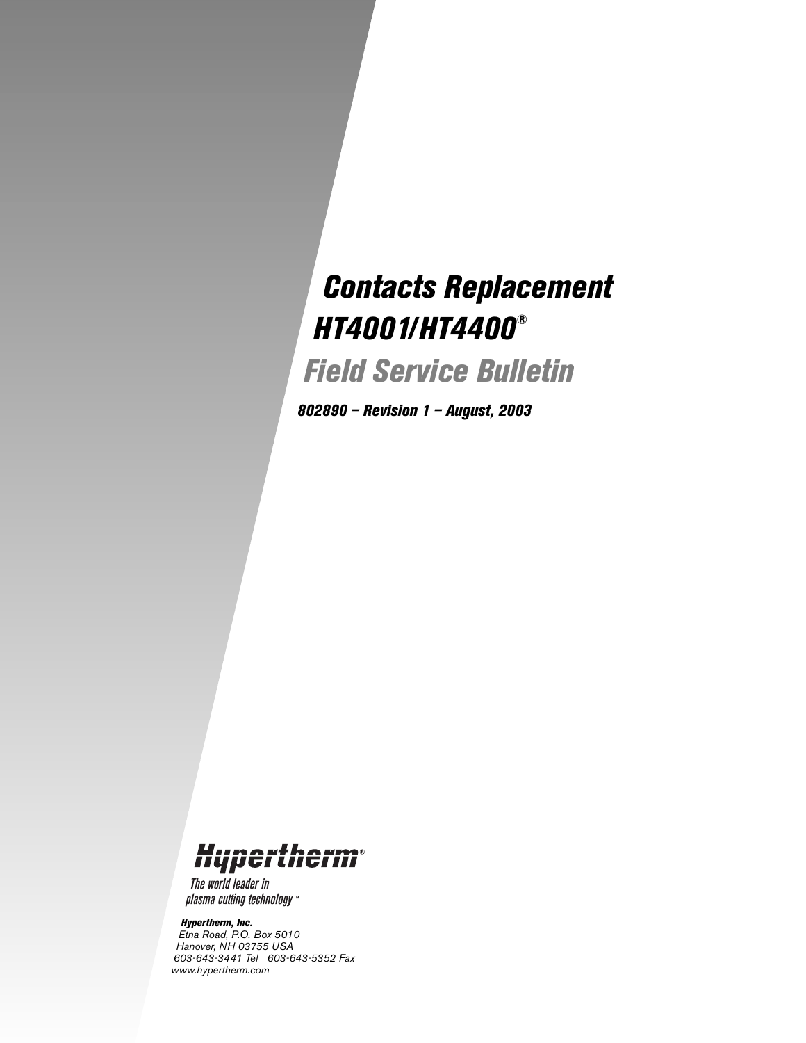# Contacts Replacement

## HT4001/HT4400®

## *Field Service Bulletin*

***802890 – Revision 1 – August, 2003***

Hypertherm®

*The world leader in plasma cutting technology™*

***Hypertherm, Inc.***
*Etna Road, P.O. Box 5010*
*Hanover, NH 03755 USA*
*603-643-3441 Tel 603-643-5352 Fax*
*www.hypertherm.com*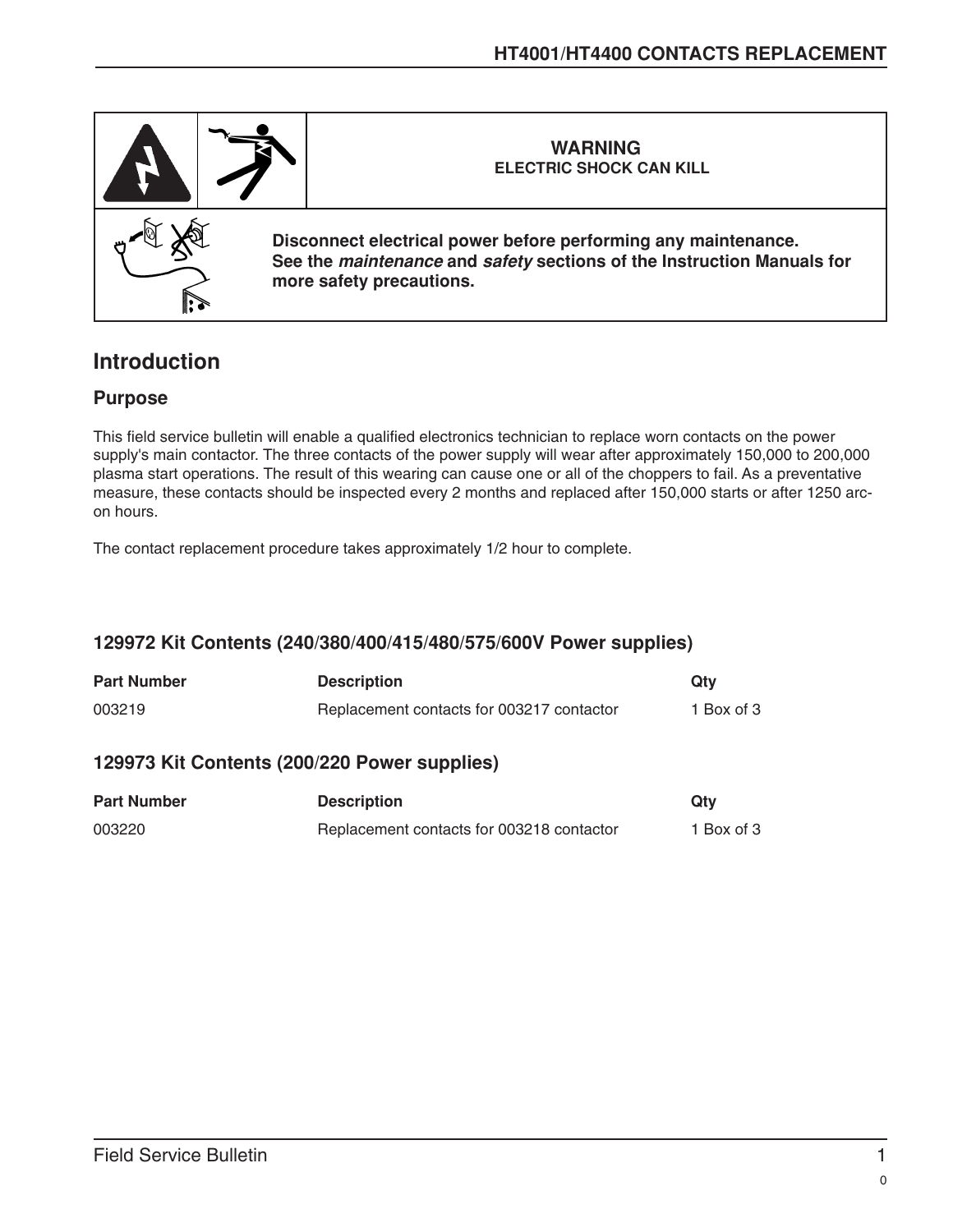**WARNING**
**ELECTRIC SHOCK CAN KILL**

**Disconnect electrical power before performing any maintenance.**
**See the *maintenance* and *safety* sections of the Instruction Manuals for more safety precautions.**

## Introduction

### Purpose

This field service bulletin will enable a qualified electronics technician to replace worn contacts on the power supply's main contactor. The three contacts of the power supply will wear after approximately 150,000 to 200,000 plasma start operations. The result of this wearing can cause one or all of the choppers to fail. As a preventative measure, these contacts should be inspected every 2 months and replaced after 150,000 starts or after 1250 arc-on hours.

The contact replacement procedure takes approximately 1/2 hour to complete.

### 129972 Kit Contents (240/380/400/415/480/575/600V Power supplies)

| Part Number | Description | Qty |
|---|---|---|
| 003219 | Replacement contacts for 003217 contactor | 1 Box of 3 |

### 129973 Kit Contents (200/220 Power supplies)

| Part Number | Description | Qty |
|---|---|---|
| 003220 | Replacement contacts for 003218 contactor | 1 Box of 3 |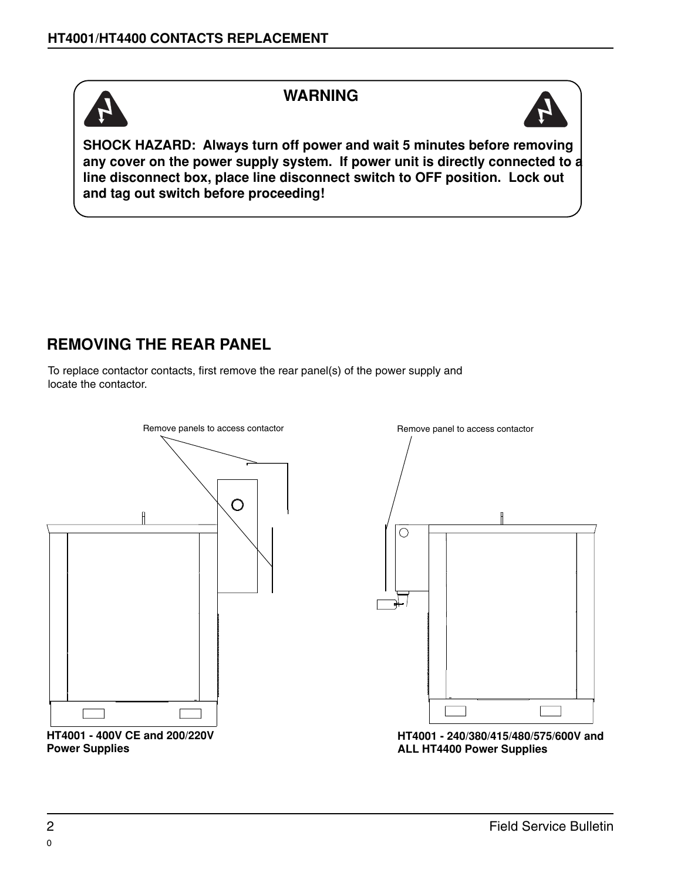## WARNING

**SHOCK HAZARD: Always turn off power and wait 5 minutes before removing any cover on the power supply system. If power unit is directly connected to a line disconnect box, place line disconnect switch to OFF position. Lock out and tag out switch before proceeding!**

## REMOVING THE REAR PANEL

To replace contactor contacts, first remove the rear panel(s) of the power supply and locate the contactor.

Remove panels to access contactor

**HT4001 - 400V CE and 200/220V Power Supplies**

Remove panel to access contactor

**HT4001 - 240/380/415/480/575/600V and ALL HT4400 Power Supplies**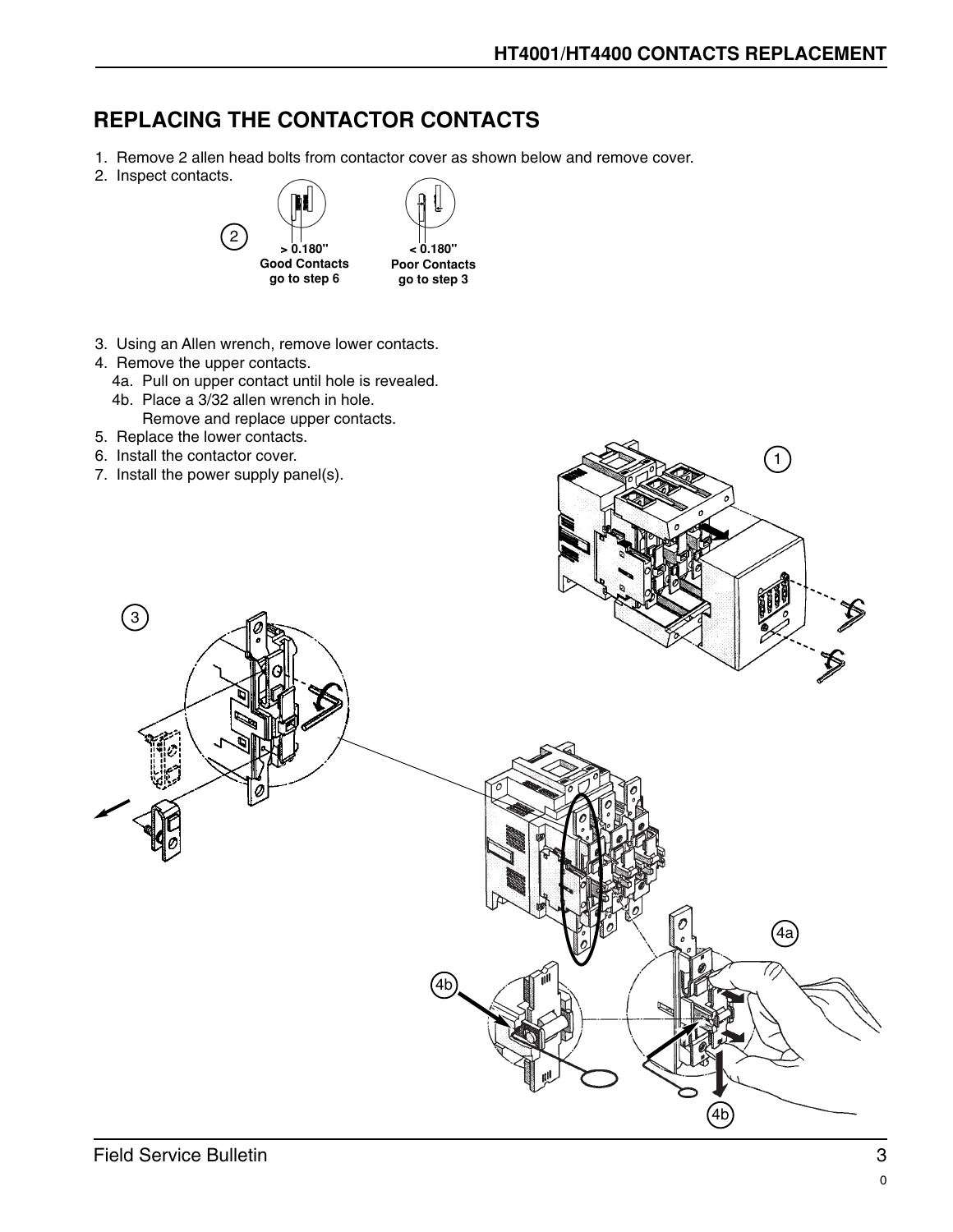## REPLACING THE CONTACTOR CONTACTS

1. Remove 2 allen head bolts from contactor cover as shown below and remove cover.
2. Inspect contacts.

> 0.180"
Good Contacts
go to step 6

< 0.180"
Poor Contacts
go to step 3

3. Using an Allen wrench, remove lower contacts.
4. Remove the upper contacts.
   4a. Pull on upper contact until hole is revealed.
   4b. Place a 3/32 allen wrench in hole.
   Remove and replace upper contacts.
5. Replace the lower contacts.
6. Install the contactor cover.
7. Install the power supply panel(s).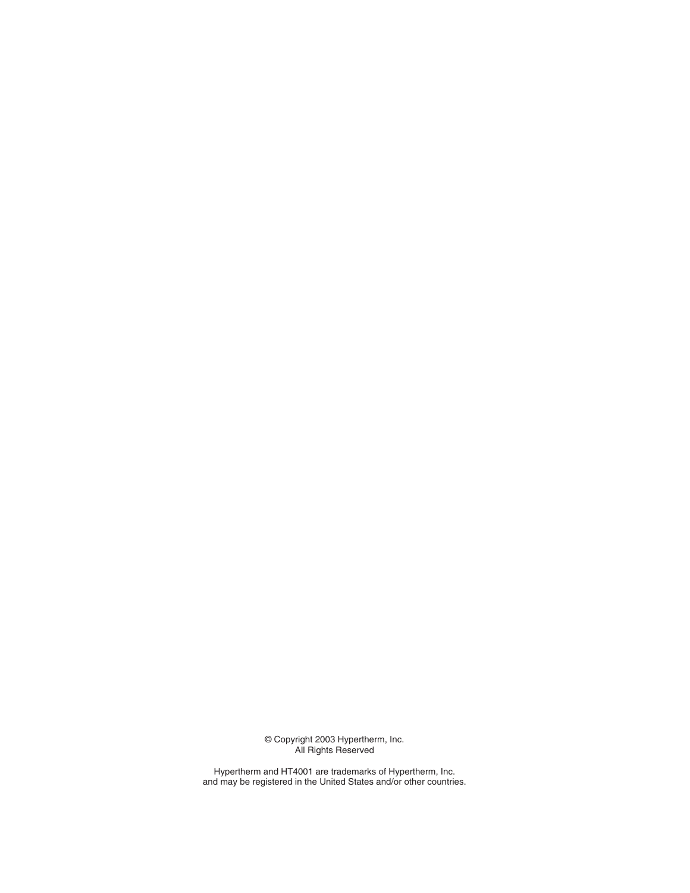© Copyright 2003 Hypertherm, Inc.
All Rights Reserved

Hypertherm and HT4001 are trademarks of Hypertherm, Inc.
and may be registered in the United States and/or other countries.